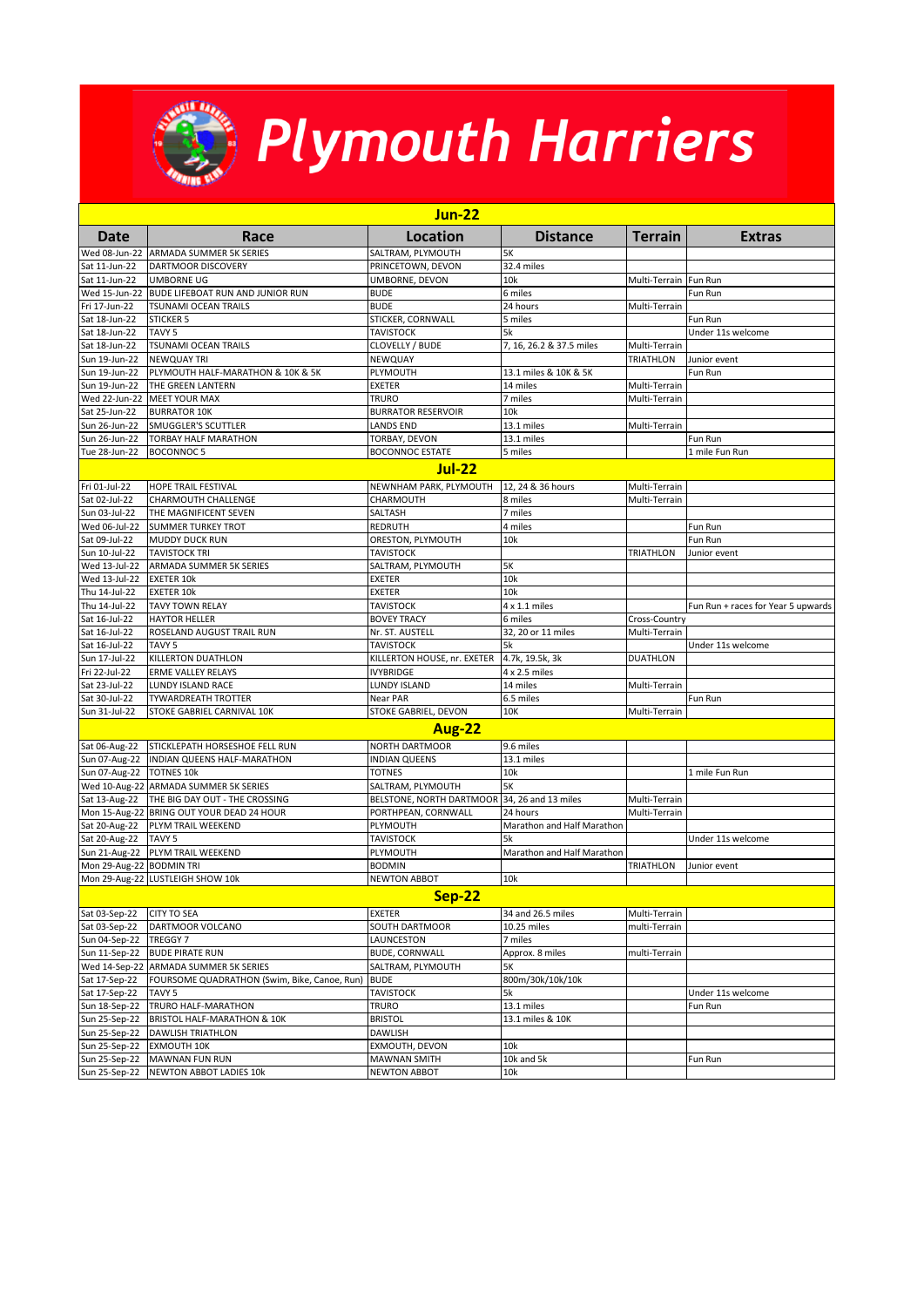# Plymouth Harriers

| Date | Race | Location | Distance | Terrain | Extras |
|---|---|---|---|---|---|
| **Jun-22** | | | | | |
| Wed 08-Jun-22 | ARMADA SUMMER 5K SERIES | SALTRAM, PLYMOUTH | 5K | | |
| Sat 11-Jun-22 | DARTMOOR DISCOVERY | PRINCETOWN, DEVON | 32.4 miles | | |
| Sat 11-Jun-22 | UMBORNE UG | UMBORNE, DEVON | 10k | Multi-Terrain | Fun Run |
| Wed 15-Jun-22 | BUDE LIFEBOAT RUN AND JUNIOR RUN | BUDE | 6 miles | | Fun Run |
| Fri 17-Jun-22 | TSUNAMI OCEAN TRAILS | BUDE | 24 hours | Multi-Terrain | |
| Sat 18-Jun-22 | STICKER 5 | STICKER, CORNWALL | 5 miles | | Fun Run |
| Sat 18-Jun-22 | TAVY 5 | TAVISTOCK | 5k | | Under 11s welcome |
| Sat 18-Jun-22 | TSUNAMI OCEAN TRAILS | CLOVELLY / BUDE | 7, 16, 26.2 & 37.5 miles | Multi-Terrain | |
| Sun 19-Jun-22 | NEWQUAY TRI | NEWQUAY | | TRIATHLON | Junior event |
| Sun 19-Jun-22 | PLYMOUTH HALF-MARATHON & 10K & 5K | PLYMOUTH | 13.1 miles & 10K & 5K | | Fun Run |
| Sun 19-Jun-22 | THE GREEN LANTERN | EXETER | 14 miles | Multi-Terrain | |
| Wed 22-Jun-22 | MEET YOUR MAX | TRURO | 7 miles | Multi-Terrain | |
| Sat 25-Jun-22 | BURRATOR 10K | BURRATOR RESERVOIR | 10k | | |
| Sun 26-Jun-22 | SMUGGLER'S SCUTTLER | LANDS END | 13.1 miles | Multi-Terrain | |
| Sun 26-Jun-22 | TORBAY HALF MARATHON | TORBAY, DEVON | 13.1 miles | | Fun Run |
| Tue 28-Jun-22 | BOCONNOC 5 | BOCONNOC ESTATE | 5 miles | | 1 mile Fun Run |
| **Jul-22** | | | | | |
| Fri 01-Jul-22 | HOPE TRAIL FESTIVAL | NEWNHAM PARK, PLYMOUTH | 12, 24 & 36 hours | Multi-Terrain | |
| Sat 02-Jul-22 | CHARMOUTH CHALLENGE | CHARMOUTH | 8 miles | Multi-Terrain | |
| Sun 03-Jul-22 | THE MAGNIFICENT SEVEN | SALTASH | 7 miles | | |
| Wed 06-Jul-22 | SUMMER TURKEY TROT | REDRUTH | 4 miles | | Fun Run |
| Sat 09-Jul-22 | MUDDY DUCK RUN | ORESTON, PLYMOUTH | 10k | | Fun Run |
| Sun 10-Jul-22 | TAVISTOCK TRI | TAVISTOCK | | TRIATHLON | Junior event |
| Wed 13-Jul-22 | ARMADA SUMMER 5K SERIES | SALTRAM, PLYMOUTH | 5K | | |
| Wed 13-Jul-22 | EXETER 10k | EXETER | 10k | | |
| Thu 14-Jul-22 | EXETER 10k | EXETER | 10k | | |
| Thu 14-Jul-22 | TAVY TOWN RELAY | TAVISTOCK | 4 x 1.1 miles | | Fun Run + races for Year 5 upwards |
| Sat 16-Jul-22 | HAYTOR HELLER | BOVEY TRACY | 6 miles | Cross-Country | |
| Sat 16-Jul-22 | ROSELAND AUGUST TRAIL RUN | Nr. ST. AUSTELL | 32, 20 or 11 miles | Multi-Terrain | |
| Sat 16-Jul-22 | TAVY 5 | TAVISTOCK | 5k | | Under 11s welcome |
| Sun 17-Jul-22 | KILLERTON DUATHLON | KILLERTON HOUSE, nr. EXETER | 4.7k, 19.5k, 3k | DUATHLON | |
| Fri 22-Jul-22 | ERME VALLEY RELAYS | IVYBRIDGE | 4 x 2.5 miles | | |
| Sat 23-Jul-22 | LUNDY ISLAND RACE | LUNDY ISLAND | 14 miles | Multi-Terrain | |
| Sat 30-Jul-22 | TYWARDREATH TROTTER | Near PAR | 6.5 miles | | Fun Run |
| Sun 31-Jul-22 | STOKE GABRIEL CARNIVAL 10K | STOKE GABRIEL, DEVON | 10K | Multi-Terrain | |
| **Aug-22** | | | | | |
| Sat 06-Aug-22 | STICKLEPATH HORSESHOE FELL RUN | NORTH DARTMOOR | 9.6 miles | | |
| Sun 07-Aug-22 | INDIAN QUEENS HALF-MARATHON | INDIAN QUEENS | 13.1 miles | | |
| Sun 07-Aug-22 | TOTNES 10k | TOTNES | 10k | | 1 mile Fun Run |
| Wed 10-Aug-22 | ARMADA SUMMER 5K SERIES | SALTRAM, PLYMOUTH | 5K | | |
| Sat 13-Aug-22 | THE BIG DAY OUT - THE CROSSING | BELSTONE, NORTH DARTMOOR | 34, 26 and 13 miles | Multi-Terrain | |
| Mon 15-Aug-22 | BRING OUT YOUR DEAD 24 HOUR | PORTHPEAN, CORNWALL | 24 hours | Multi-Terrain | |
| Sat 20-Aug-22 | PLYM TRAIL WEEKEND | PLYMOUTH | Marathon and Half Marathon | | |
| Sat 20-Aug-22 | TAVY 5 | TAVISTOCK | 5k | | Under 11s welcome |
| Sun 21-Aug-22 | PLYM TRAIL WEEKEND | PLYMOUTH | Marathon and Half Marathon | | |
| Mon 29-Aug-22 | BODMIN TRI | BODMIN | | TRIATHLON | Junior event |
| Mon 29-Aug-22 | LUSTLEIGH SHOW 10k | NEWTON ABBOT | 10k | | |
| **Sep-22** | | | | | |
| Sat 03-Sep-22 | CITY TO SEA | EXETER | 34 and 26.5 miles | Multi-Terrain | |
| Sat 03-Sep-22 | DARTMOOR VOLCANO | SOUTH DARTMOOR | 10.25 miles | multi-Terrain | |
| Sun 04-Sep-22 | TREGGY 7 | LAUNCESTON | 7 miles | | |
| Sun 11-Sep-22 | BUDE PIRATE RUN | BUDE, CORNWALL | Approx. 8 miles | multi-Terrain | |
| Wed 14-Sep-22 | ARMADA SUMMER 5K SERIES | SALTRAM, PLYMOUTH | 5K | | |
| Sat 17-Sep-22 | FOURSOME QUADRATHON (Swim, Bike, Canoe, Run) | BUDE | 800m/30k/10k/10k | | |
| Sat 17-Sep-22 | TAVY 5 | TAVISTOCK | 5k | | Under 11s welcome |
| Sun 18-Sep-22 | TRURO HALF-MARATHON | TRURO | 13.1 miles | | Fun Run |
| Sun 25-Sep-22 | BRISTOL HALF-MARATHON & 10K | BRISTOL | 13.1 miles & 10K | | |
| Sun 25-Sep-22 | DAWLISH TRIATHLON | DAWLISH | | | |
| Sun 25-Sep-22 | EXMOUTH 10K | EXMOUTH, DEVON | 10k | | |
| Sun 25-Sep-22 | MAWNAN FUN RUN | MAWNAN SMITH | 10k and 5k | | Fun Run |
| Sun 25-Sep-22 | NEWTON ABBOT LADIES 10k | NEWTON ABBOT | 10k | | |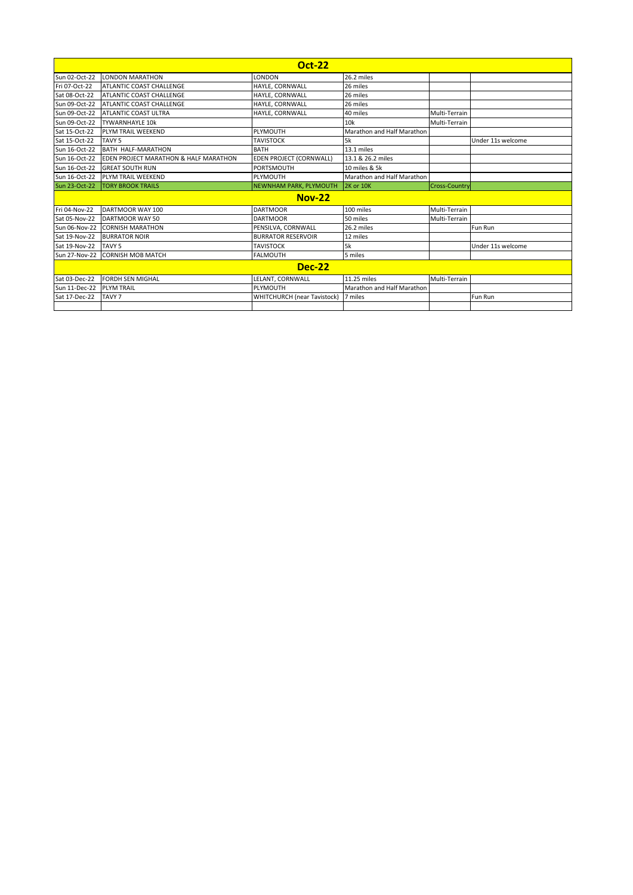| | | | | | |
|---|---|---|---|---|---|
| **Oct-22** | | | | | |
| Sun 02-Oct-22 | LONDON MARATHON | LONDON | 26.2 miles | | |
| Fri 07-Oct-22 | ATLANTIC COAST CHALLENGE | HAYLE, CORNWALL | 26 miles | | |
| Sat 08-Oct-22 | ATLANTIC COAST CHALLENGE | HAYLE, CORNWALL | 26 miles | | |
| Sun 09-Oct-22 | ATLANTIC COAST CHALLENGE | HAYLE, CORNWALL | 26 miles | | |
| Sun 09-Oct-22 | ATLANTIC COAST ULTRA | HAYLE, CORNWALL | 40 miles | Multi-Terrain | |
| Sun 09-Oct-22 | TYWARNHAYLE 10k | | 10k | Multi-Terrain | |
| Sat 15-Oct-22 | PLYM TRAIL WEEKEND | PLYMOUTH | Marathon and Half Marathon | | |
| Sat 15-Oct-22 | TAVY 5 | TAVISTOCK | 5k | | Under 11s welcome |
| Sun 16-Oct-22 | BATH HALF-MARATHON | BATH | 13.1 miles | | |
| Sun 16-Oct-22 | EDEN PROJECT MARATHON & HALF MARATHON | EDEN PROJECT (CORNWALL) | 13.1 & 26.2 miles | | |
| Sun 16-Oct-22 | GREAT SOUTH RUN | PORTSMOUTH | 10 miles & 5k | | |
| Sun 16-Oct-22 | PLYM TRAIL WEEKEND | PLYMOUTH | Marathon and Half Marathon | | |
| Sun 23-Oct-22 | TORY BROOK TRAILS | NEWNHAM PARK, PLYMOUTH | 2K or 10K | Cross-Country | |
| **Nov-22** | | | | | |
| Fri 04-Nov-22 | DARTMOOR WAY 100 | DARTMOOR | 100 miles | Multi-Terrain | |
| Sat 05-Nov-22 | DARTMOOR WAY 50 | DARTMOOR | 50 miles | Multi-Terrain | |
| Sun 06-Nov-22 | CORNISH MARATHON | PENSILVA, CORNWALL | 26.2 miles | | Fun Run |
| Sat 19-Nov-22 | BURRATOR NOIR | BURRATOR RESERVOIR | 12 miles | | |
| Sat 19-Nov-22 | TAVY 5 | TAVISTOCK | 5k | | Under 11s welcome |
| Sun 27-Nov-22 | CORNISH MOB MATCH | FALMOUTH | 5 miles | | |
| **Dec-22** | | | | | |
| Sat 03-Dec-22 | FORDH SEN MIGHAL | LELANT, CORNWALL | 11.25 miles | Multi-Terrain | |
| Sun 11-Dec-22 | PLYM TRAIL | PLYMOUTH | Marathon and Half Marathon | | |
| Sat 17-Dec-22 | TAVY 7 | WHITCHURCH (near Tavistock) | 7 miles | | Fun Run |